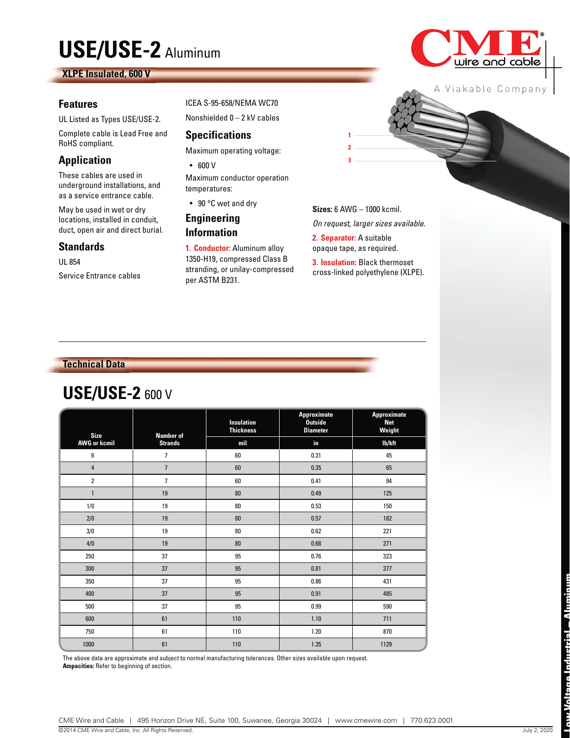# USE/USE-2 Aluminum

**XLPE Insulated, 600 V**

## Features

UL Listed as Types USE/USE-2.

Complete cable is Lead Free and RoHS compliant.

## Application

These cables are used in underground installations, and as a service entrance cable.

May be used in wet or dry locations, installed in conduit, duct, open air and direct burial.

## Standards

UL 854

Service Entrance cables

ICEA S-95-658/NEMA WC70

Nonshielded 0 – 2 kV cables

## Specifications

Maximum operating voltage:

- 600 V

Maximum conductor operation temperatures:

- 90 °C wet and dry

## Engineering Information

**1. Conductor:** Aluminum alloy 1350-H19, compressed Class B stranding, or unilay-compressed per ASTM B231.

**Sizes:** 6 AWG – 1000 kcmil.

*On request, larger sizes available.*

**2. Separator:** A suitable opaque tape, as required.

**3. Insulation:** Black thermoset cross-linked polyethylene (XLPE).

**Technical Data**

## USE/USE-2 600 V

| Size AWG or kcmil | Number of Strands | Insulation Thickness mil | Approximate Outside Diameter in | Approximate Net Weight lb/kft |
|---|---|---|---|---|
| 6 | 7 | 60 | 0.31 | 45 |
| 4 | 7 | 60 | 0.35 | 65 |
| 2 | 7 | 60 | 0.41 | 94 |
| 1 | 19 | 80 | 0.49 | 125 |
| 1/0 | 19 | 80 | 0.53 | 150 |
| 2/0 | 19 | 80 | 0.57 | 182 |
| 3/0 | 19 | 80 | 0.62 | 221 |
| 4/0 | 19 | 80 | 0.68 | 271 |
| 250 | 37 | 95 | 0.76 | 323 |
| 300 | 37 | 95 | 0.81 | 377 |
| 350 | 37 | 95 | 0.86 | 431 |
| 400 | 37 | 95 | 0.91 | 485 |
| 500 | 37 | 95 | 0.99 | 590 |
| 600 | 61 | 110 | 1.10 | 711 |
| 750 | 61 | 110 | 1.20 | 870 |
| 1000 | 61 | 110 | 1.35 | 1129 |

The above data are approximate and subject to normal manufacturing tolerances. Other sizes available upon request.

**Ampacities:** Refer to beginning of section.

CME Wire and Cable | 495 Horizon Drive NE, Suite 100, Suwanee, Georgia 30024 | www.cmewire.com | 770.623.0001

©2014 CME Wire and Cable, Inc. All Rights Reserved.

July 2, 2020